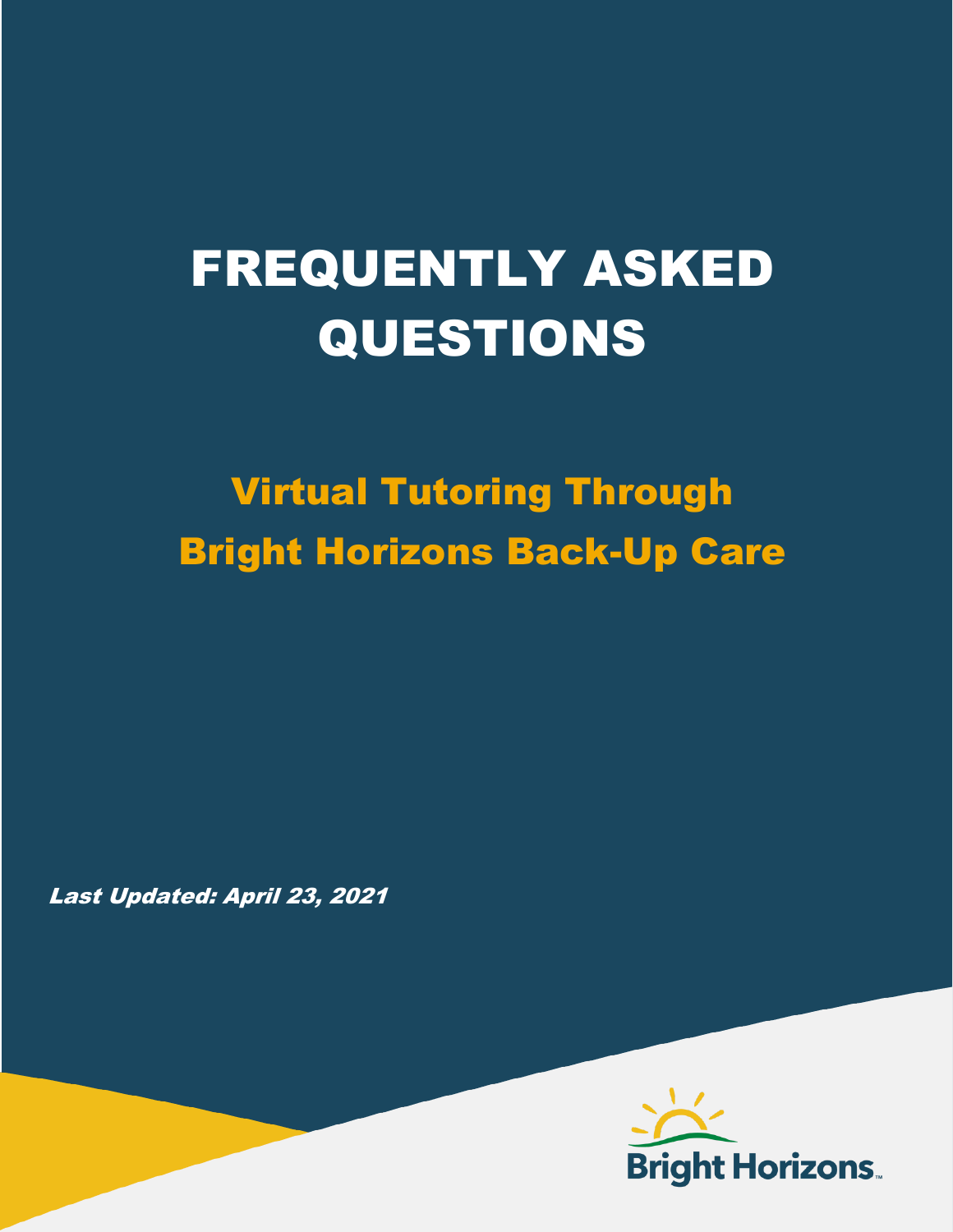# FREQUENTLY ASKED QUESTIONS

## Virtual Tutoring Through Bright Horizons Back-Up Care

*Last Updated: April 23, 2021*

Bright Horizons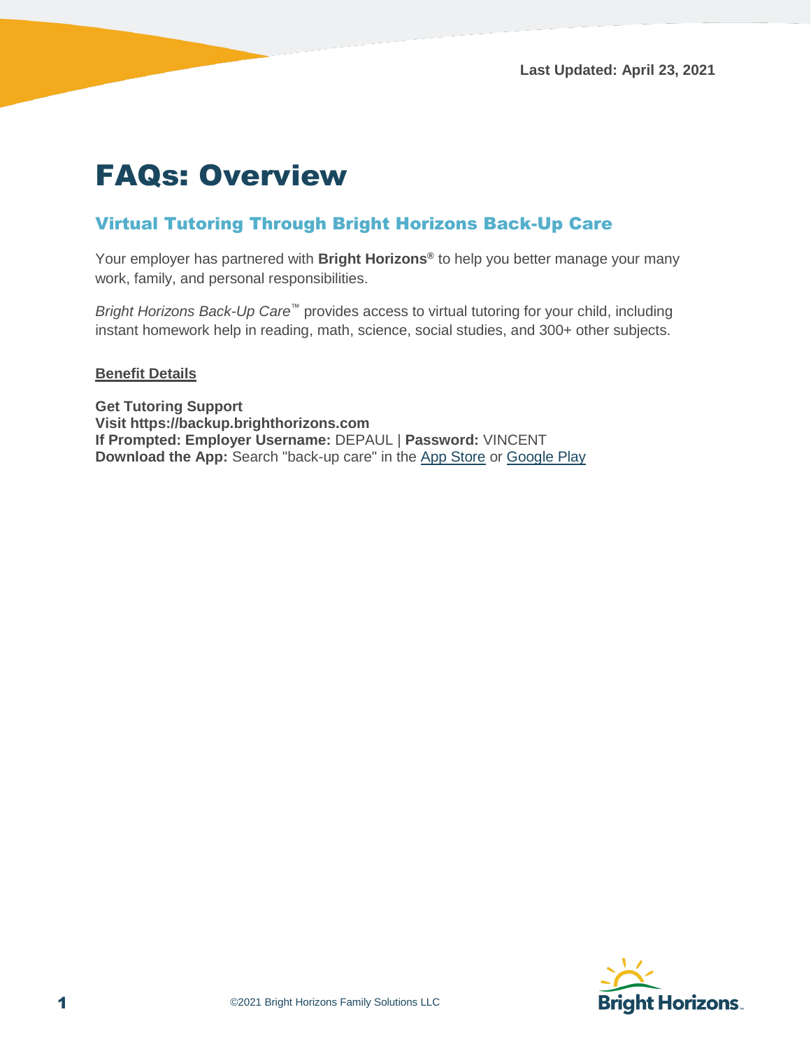Last Updated: April 23, 2021

# FAQs: Overview

## Virtual Tutoring Through Bright Horizons Back-Up Care

Your employer has partnered with **Bright Horizons®** to help you better manage your many work, family, and personal responsibilities.

*Bright Horizons Back-Up Care*™ provides access to virtual tutoring for your child, including instant homework help in reading, math, science, social studies, and 300+ other subjects.

**Benefit Details**

**Get Tutoring Support**
**Visit https://backup.brighthorizons.com**
**If Prompted: Employer Username:** DEPAUL | **Password:** VINCENT
**Download the App:** Search "back-up care" in the App Store or Google Play

©2021 Bright Horizons Family Solutions LLC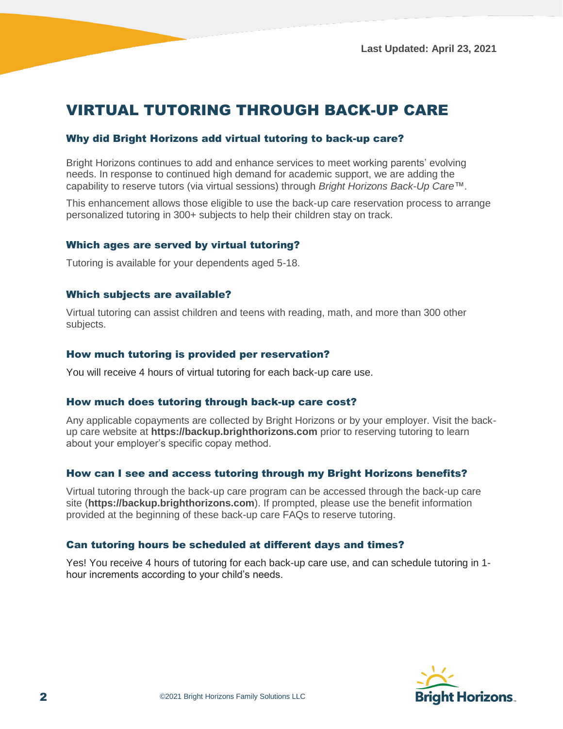Last Updated: April 23, 2021

# VIRTUAL TUTORING THROUGH BACK-UP CARE

### Why did Bright Horizons add virtual tutoring to back-up care?

Bright Horizons continues to add and enhance services to meet working parents' evolving needs. In response to continued high demand for academic support, we are adding the capability to reserve tutors (via virtual sessions) through *Bright Horizons Back-Up Care™*.

This enhancement allows those eligible to use the back-up care reservation process to arrange personalized tutoring in 300+ subjects to help their children stay on track.

### Which ages are served by virtual tutoring?

Tutoring is available for your dependents aged 5-18.

### Which subjects are available?

Virtual tutoring can assist children and teens with reading, math, and more than 300 other subjects.

### How much tutoring is provided per reservation?

You will receive 4 hours of virtual tutoring for each back-up care use.

### How much does tutoring through back-up care cost?

Any applicable copayments are collected by Bright Horizons or by your employer. Visit the back-up care website at **https://backup.brighthorizons.com** prior to reserving tutoring to learn about your employer's specific copay method.

### How can I see and access tutoring through my Bright Horizons benefits?

Virtual tutoring through the back-up care program can be accessed through the back-up care site (**https://backup.brighthorizons.com**). If prompted, please use the benefit information provided at the beginning of these back-up care FAQs to reserve tutoring.

### Can tutoring hours be scheduled at different days and times?

Yes! You receive 4 hours of tutoring for each back-up care use, and can schedule tutoring in 1-hour increments according to your child's needs.

©2021 Bright Horizons Family Solutions LLC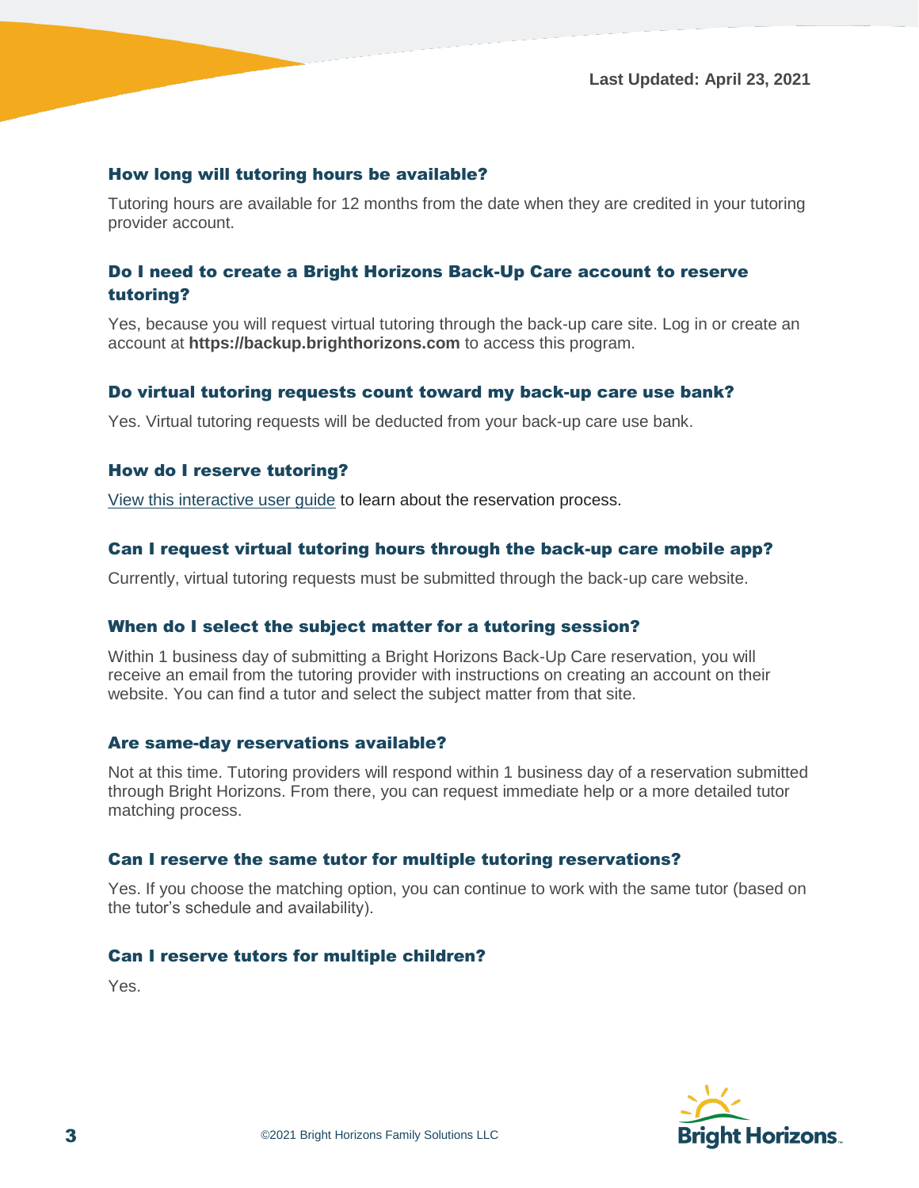Last Updated: April 23, 2021

### How long will tutoring hours be available?

Tutoring hours are available for 12 months from the date when they are credited in your tutoring provider account.

### Do I need to create a Bright Horizons Back-Up Care account to reserve tutoring?

Yes, because you will request virtual tutoring through the back-up care site. Log in or create an account at **https://backup.brighthorizons.com** to access this program.

### Do virtual tutoring requests count toward my back-up care use bank?

Yes. Virtual tutoring requests will be deducted from your back-up care use bank.

### How do I reserve tutoring?

View this interactive user guide to learn about the reservation process.

### Can I request virtual tutoring hours through the back-up care mobile app?

Currently, virtual tutoring requests must be submitted through the back-up care website.

### When do I select the subject matter for a tutoring session?

Within 1 business day of submitting a Bright Horizons Back-Up Care reservation, you will receive an email from the tutoring provider with instructions on creating an account on their website. You can find a tutor and select the subject matter from that site.

### Are same-day reservations available?

Not at this time. Tutoring providers will respond within 1 business day of a reservation submitted through Bright Horizons. From there, you can request immediate help or a more detailed tutor matching process.

### Can I reserve the same tutor for multiple tutoring reservations?

Yes. If you choose the matching option, you can continue to work with the same tutor (based on the tutor's schedule and availability).

### Can I reserve tutors for multiple children?

Yes.

©2021 Bright Horizons Family Solutions LLC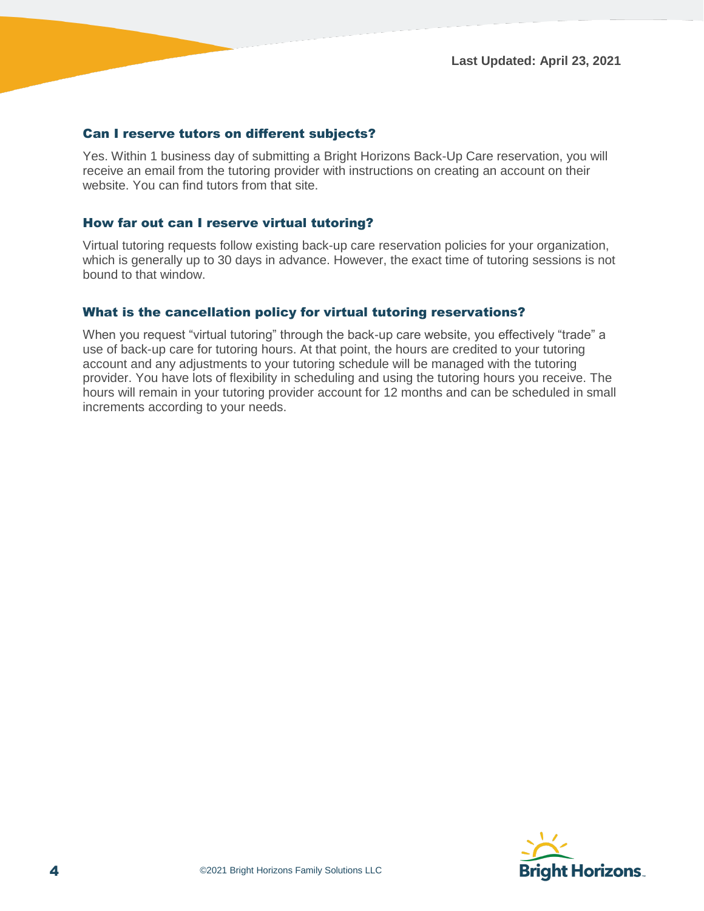### Can I reserve tutors on different subjects?

Yes. Within 1 business day of submitting a Bright Horizons Back-Up Care reservation, you will receive an email from the tutoring provider with instructions on creating an account on their website. You can find tutors from that site.

### How far out can I reserve virtual tutoring?

Virtual tutoring requests follow existing back-up care reservation policies for your organization, which is generally up to 30 days in advance. However, the exact time of tutoring sessions is not bound to that window.

### What is the cancellation policy for virtual tutoring reservations?

When you request “virtual tutoring” through the back-up care website, you effectively “trade” a use of back-up care for tutoring hours. At that point, the hours are credited to your tutoring account and any adjustments to your tutoring schedule will be managed with the tutoring provider. You have lots of flexibility in scheduling and using the tutoring hours you receive. The hours will remain in your tutoring provider account for 12 months and can be scheduled in small increments according to your needs.